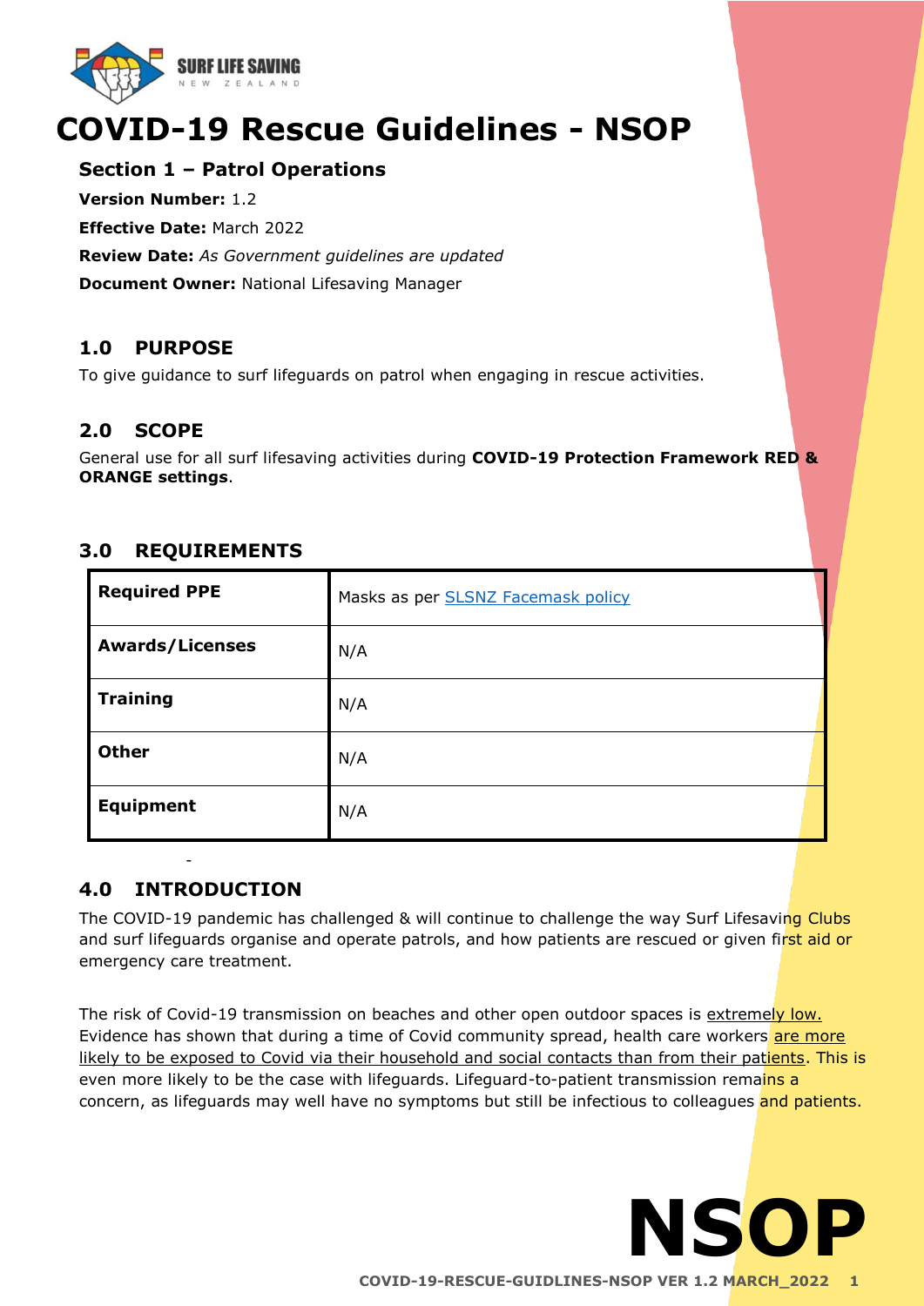# COVID-19 Rescue Guidelines - NSOP

### Section 1 – Patrol Operations

**Version Number:** 1.2

**Effective Date:** March 2022

**Review Date:** *As Government guidelines are updated*

**Document Owner:** National Lifesaving Manager

## 1.0 PURPOSE

To give guidance to surf lifeguards on patrol when engaging in rescue activities.

## 2.0 SCOPE

General use for all surf lifesaving activities during **COVID-19 Protection Framework RED & ORANGE settings**.

## 3.0 REQUIREMENTS

| | |
|---|---|
| **Required PPE** | Masks as per SLSNZ Facemask policy |
| **Awards/Licenses** | N/A |
| **Training** | N/A |
| **Other** | N/A |
| **Equipment** | N/A |

## 4.0 INTRODUCTION

The COVID-19 pandemic has challenged & will continue to challenge the way Surf Lifesaving Clubs and surf lifeguards organise and operate patrols, and how patients are rescued or given first aid or emergency care treatment.

The risk of Covid-19 transmission on beaches and other open outdoor spaces is extremely low. Evidence has shown that during a time of Covid community spread, health care workers are more likely to be exposed to Covid via their household and social contacts than from their patients. This is even more likely to be the case with lifeguards. Lifeguard-to-patient transmission remains a concern, as lifeguards may well have no symptoms but still be infectious to colleagues and patients.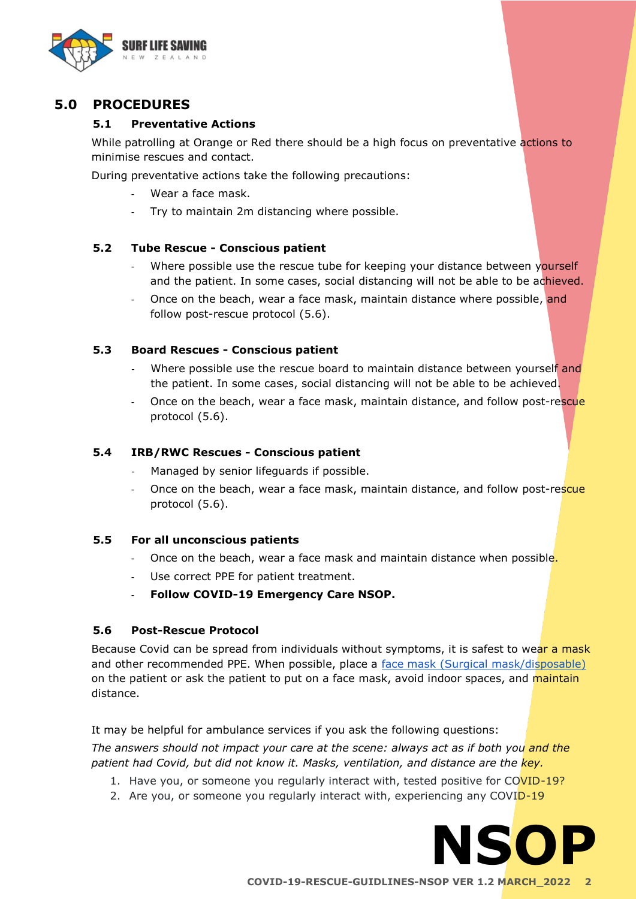## 5.0 PROCEDURES

### 5.1 Preventative Actions

While patrolling at Orange or Red there should be a high focus on preventative actions to minimise rescues and contact.

During preventative actions take the following precautions:

- Wear a face mask.
- Try to maintain 2m distancing where possible.

### 5.2 Tube Rescue - Conscious patient

- Where possible use the rescue tube for keeping your distance between yourself and the patient. In some cases, social distancing will not be able to be achieved.
- Once on the beach, wear a face mask, maintain distance where possible, and follow post-rescue protocol (5.6).

### 5.3 Board Rescues - Conscious patient

- Where possible use the rescue board to maintain distance between yourself and the patient. In some cases, social distancing will not be able to be achieved.
- Once on the beach, wear a face mask, maintain distance, and follow post-rescue protocol (5.6).

### 5.4 IRB/RWC Rescues - Conscious patient

- Managed by senior lifeguards if possible.
- Once on the beach, wear a face mask, maintain distance, and follow post-rescue protocol (5.6).

### 5.5 For all unconscious patients

- Once on the beach, wear a face mask and maintain distance when possible.
- Use correct PPE for patient treatment.
- **Follow COVID-19 Emergency Care NSOP.**

### 5.6 Post-Rescue Protocol

Because Covid can be spread from individuals without symptoms, it is safest to wear a mask and other recommended PPE. When possible, place a [face mask (Surgical mask/disposable)]() on the patient or ask the patient to put on a face mask, avoid indoor spaces, and maintain distance.

It may be helpful for ambulance services if you ask the following questions:

*The answers should not impact your care at the scene: always act as if both you and the patient had Covid, but did not know it. Masks, ventilation, and distance are the key.*

1. Have you, or someone you regularly interact with, tested positive for COVID-19?
2. Are you, or someone you regularly interact with, experiencing any COVID-19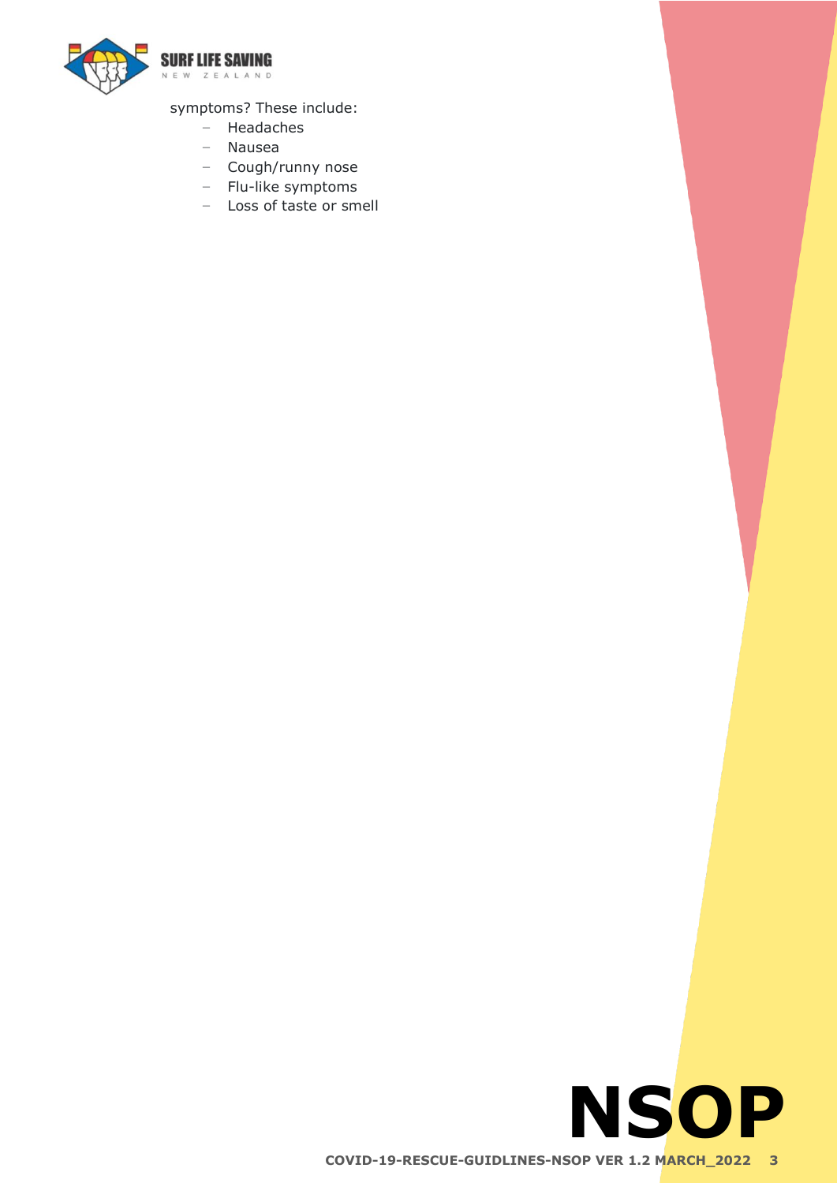symptoms? These include:

- Headaches
- Nausea
- Cough/runny nose
- Flu-like symptoms
- Loss of taste or smell